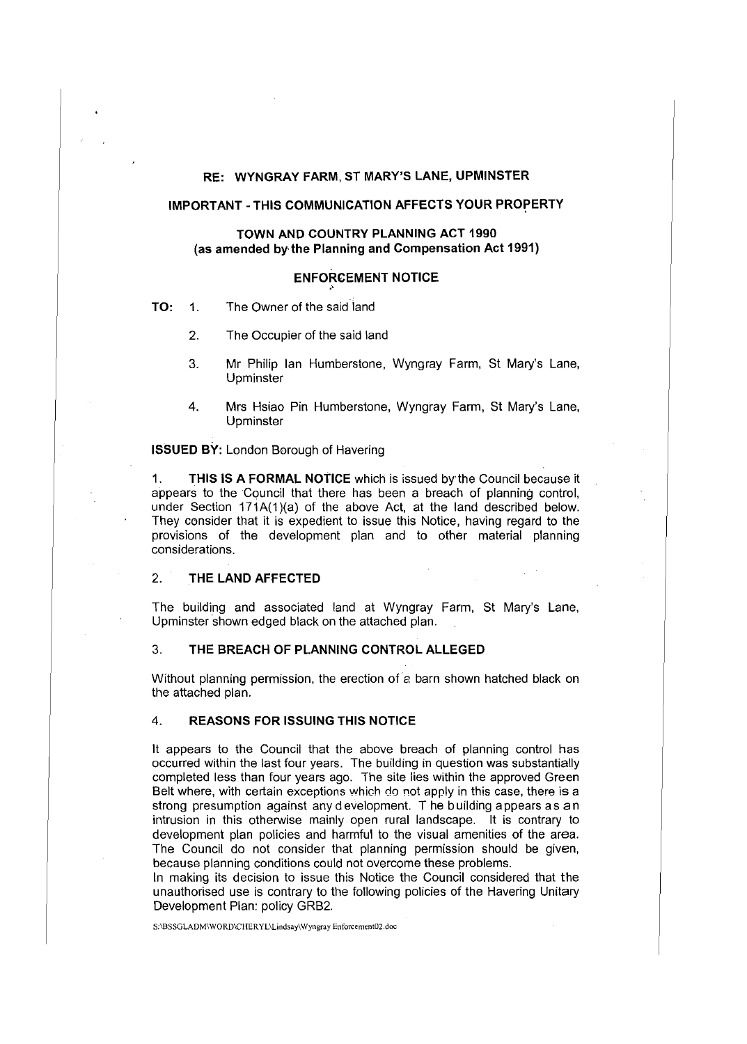**RE: WYNGRAY FARM, ST MARY'S LANE, UPMINSTER**

**IMPORTANT - THIS COMMUNICATION AFFECTS YOUR PROPERTY**

**TOWN AND COUNTRY PLANNING ACT 1990**
**(as amended by the Planning and Compensation Act 1991)**

**ENFORCEMENT NOTICE**

**TO:**

1. The Owner of the said land
2. The Occupier of the said land
3. Mr Philip Ian Humberstone, Wyngray Farm, St Mary's Lane, Upminster
4. Mrs Hsiao Pin Humberstone, Wyngray Farm, St Mary's Lane, Upminster

**ISSUED BY:** London Borough of Havering

1. **THIS IS A FORMAL NOTICE** which is issued by the Council because it appears to the Council that there has been a breach of planning control, under Section 171A(1)(a) of the above Act, at the land described below. They consider that it is expedient to issue this Notice, having regard to the provisions of the development plan and to other material planning considerations.

## 2. THE LAND AFFECTED

The building and associated land at Wyngray Farm, St Mary's Lane, Upminster shown edged black on the attached plan.

## 3. THE BREACH OF PLANNING CONTROL ALLEGED

Without planning permission, the erection of a barn shown hatched black on the attached plan.

## 4. REASONS FOR ISSUING THIS NOTICE

It appears to the Council that the above breach of planning control has occurred within the last four years. The building in question was substantially completed less than four years ago. The site lies within the approved Green Belt where, with certain exceptions which do not apply in this case, there is a strong presumption against any development. The building appears as an intrusion in this otherwise mainly open rural landscape. It is contrary to development plan policies and harmful to the visual amenities of the area. The Council do not consider that planning permission should be given, because planning conditions could not overcome these problems.

In making its decision to issue this Notice the Council considered that the unauthorised use is contrary to the following policies of the Havering Unitary Development Plan: policy GRB2.

S:\BSSGLADM\WORD\CHERYL\Lindsay\Wyngray Enforcement02.doc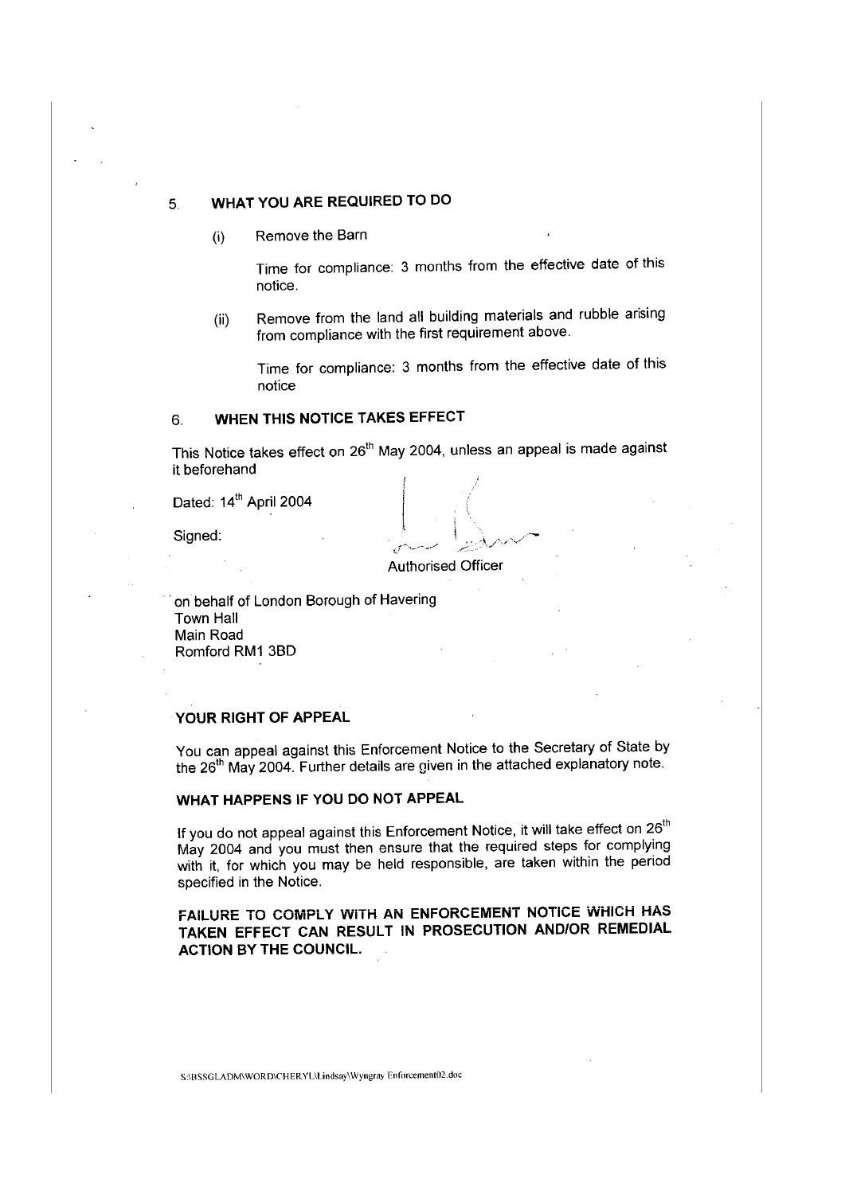## 5. WHAT YOU ARE REQUIRED TO DO

(i) Remove the Barn

Time for compliance: 3 months from the effective date of this notice.

(ii) Remove from the land all building materials and rubble arising from compliance with the first requirement above.

Time for compliance: 3 months from the effective date of this notice

## 6. WHEN THIS NOTICE TAKES EFFECT

This Notice takes effect on 26th May 2004, unless an appeal is made against it beforehand

Dated: 14th April 2004

Signed:

Authorised Officer

on behalf of London Borough of Havering
Town Hall
Main Road
Romford RM1 3BD

**YOUR RIGHT OF APPEAL**

You can appeal against this Enforcement Notice to the Secretary of State by the 26th May 2004. Further details are given in the attached explanatory note.

**WHAT HAPPENS IF YOU DO NOT APPEAL**

If you do not appeal against this Enforcement Notice, it will take effect on 26th May 2004 and you must then ensure that the required steps for complying with it, for which you may be held responsible, are taken within the period specified in the Notice.

**FAILURE TO COMPLY WITH AN ENFORCEMENT NOTICE WHICH HAS TAKEN EFFECT CAN RESULT IN PROSECUTION AND/OR REMEDIAL ACTION BY THE COUNCIL.**

S:\BSSGLADM\WORD\CHERYL\Lindsay\Wyngray Enforcement02.doc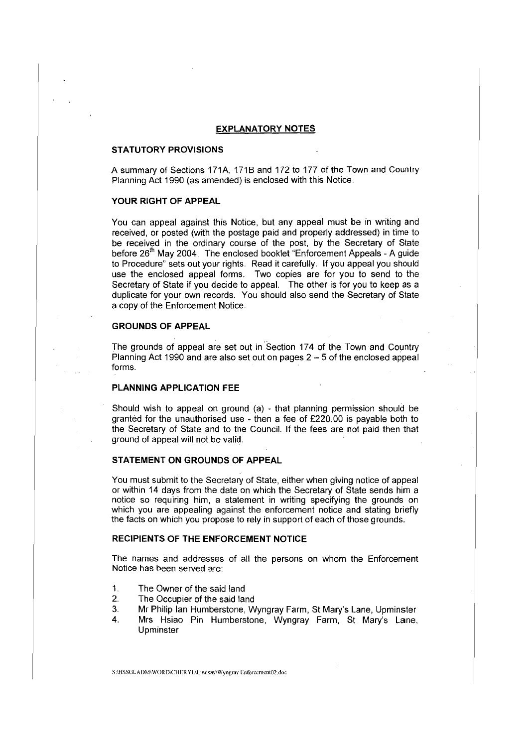## EXPLANATORY NOTES

### STATUTORY PROVISIONS

A summary of Sections 171A, 171B and 172 to 177 of the Town and Country Planning Act 1990 (as amended) is enclosed with this Notice.

### YOUR RIGHT OF APPEAL

You can appeal against this Notice, but any appeal must be in writing and received, or posted (with the postage paid and properly addressed) in time to be received in the ordinary course of the post, by the Secretary of State before 26th May 2004. The enclosed booklet "Enforcement Appeals - A guide to Procedure" sets out your rights. Read it carefully. If you appeal you should use the enclosed appeal forms. Two copies are for you to send to the Secretary of State if you decide to appeal. The other is for you to keep as a duplicate for your own records. You should also send the Secretary of State a copy of the Enforcement Notice.

### GROUNDS OF APPEAL

The grounds of appeal are set out in Section 174 of the Town and Country Planning Act 1990 and are also set out on pages 2 – 5 of the enclosed appeal forms.

### PLANNING APPLICATION FEE

Should wish to appeal on ground (a) - that planning permission should be granted for the unauthorised use - then a fee of £220.00 is payable both to the Secretary of State and to the Council. If the fees are not paid then that ground of appeal will not be valid.

### STATEMENT ON GROUNDS OF APPEAL

You must submit to the Secretary of State, either when giving notice of appeal or within 14 days from the date on which the Secretary of State sends him a notice so requiring him, a statement in writing specifying the grounds on which you are appealing against the enforcement notice and stating briefly the facts on which you propose to rely in support of each of those grounds.

### RECIPIENTS OF THE ENFORCEMENT NOTICE

The names and addresses of all the persons on whom the Enforcement Notice has been served are:

1. The Owner of the said land
2. The Occupier of the said land
3. Mr Philip Ian Humberstone, Wyngray Farm, St Mary's Lane, Upminster
4. Mrs Hsiao Pin Humberstone, Wyngray Farm, St Mary's Lane, Upminster

S:\BSSGLADM\WORD\CHERYL\Lindsay\Wyngray Enforcement02.doc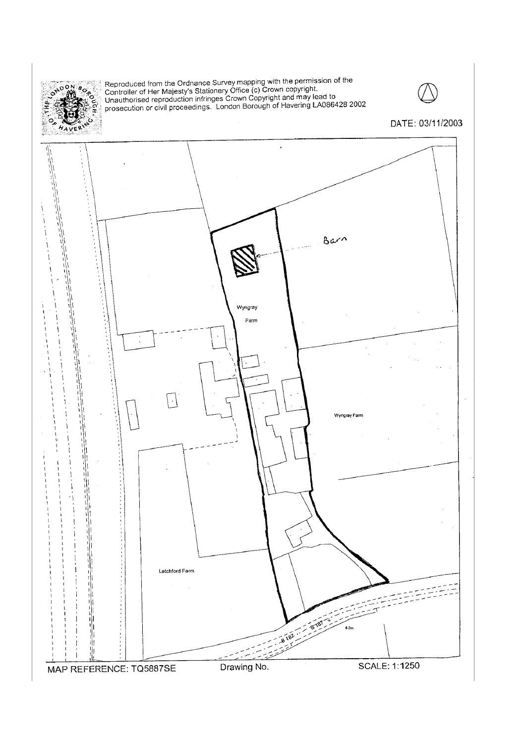Reproduced from the Ordnance Survey mapping with the permission of the Controller of Her Majesty's Stationery Office (c) Crown copyright. Unauthorised reproduction infringes Crown Copyright and may lead to prosecution or civil proceedings. London Borough of Havering LA086428 2002

DATE: 03/11/2003

Barn

Wyngray Farm

Wyngray Farm

Latchford Farm

B 187

B 187

6.2m

MAP REFERENCE: TQ5887SE

Drawing No.

SCALE: 1:1250